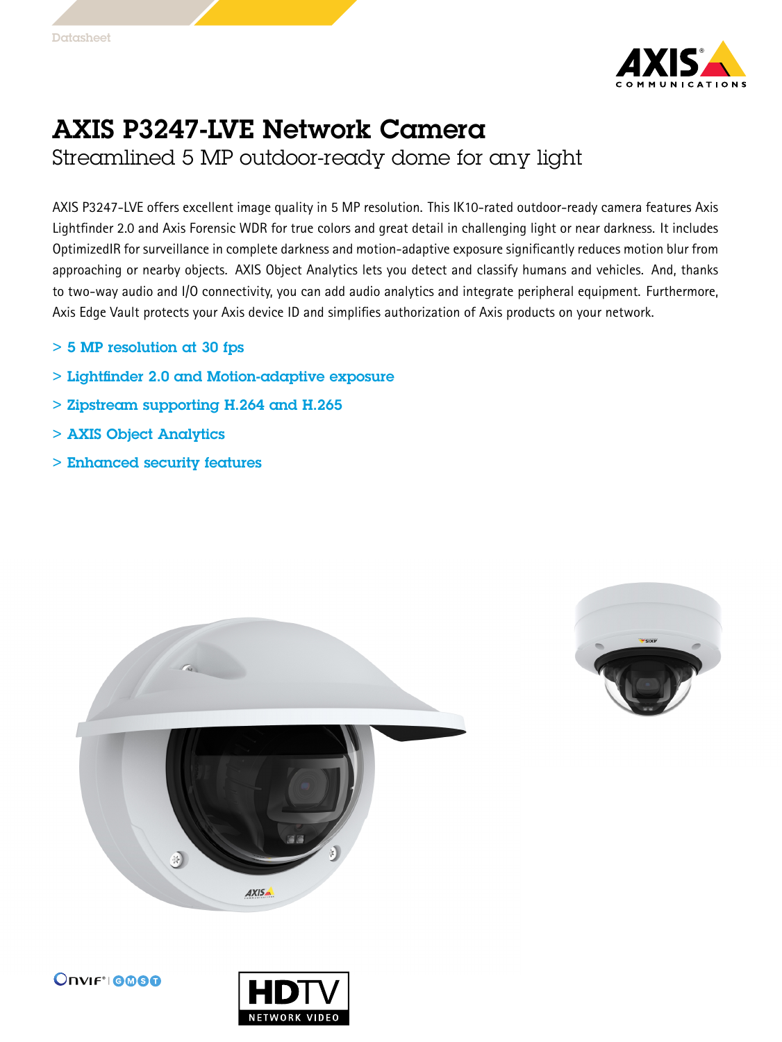Datasheet

# AXIS P3247-LVE Network Camera

## Streamlined 5 MP outdoor-ready dome for any light

AXIS P3247-LVE offers excellent image quality in 5 MP resolution. This IK10-rated outdoor-ready camera features Axis Lightfinder 2.0 and Axis Forensic WDR for true colors and great detail in challenging light or near darkness. It includes OptimizedIR for surveillance in complete darkness and motion-adaptive exposure significantly reduces motion blur from approaching or nearby objects. AXIS Object Analytics lets you detect and classify humans and vehicles. And, thanks to two-way audio and I/O connectivity, you can add audio analytics and integrate peripheral equipment. Furthermore, Axis Edge Vault protects your Axis device ID and simplifies authorization of Axis products on your network.

- > 5 MP resolution at 30 fps
- > Lightfinder 2.0 and Motion-adaptive exposure
- > Zipstream supporting H.264 and H.265
- > AXIS Object Analytics
- > Enhanced security features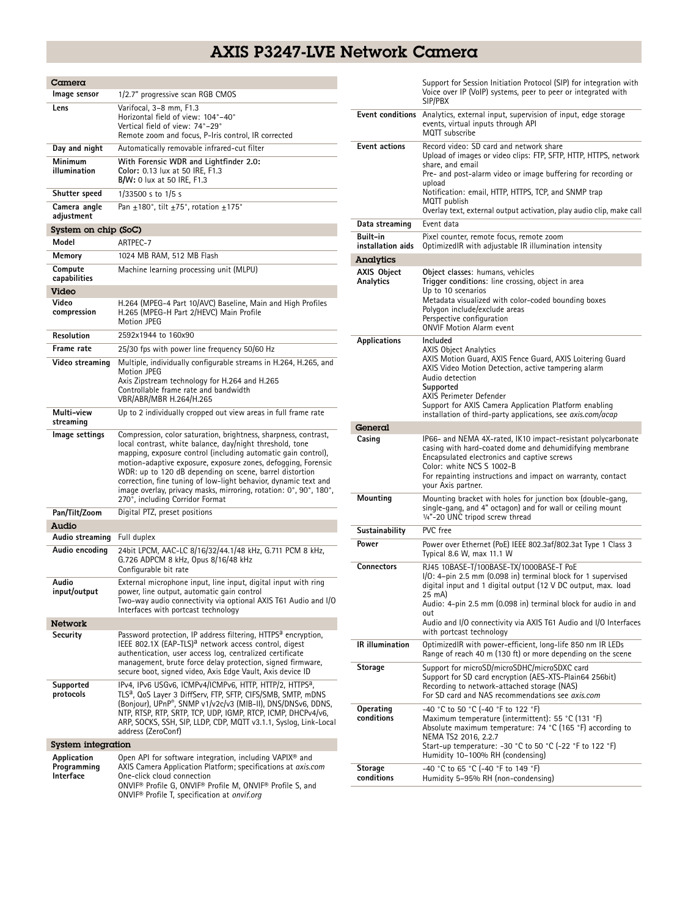# AXIS P3247-LVE Network Camera

## Camera

| | |
|---|---|
| **Image sensor** | 1/2.7" progressive scan RGB CMOS |
| **Lens** | Varifocal, 3–8 mm, F1.3<br>Horizontal field of view: 104°–40°<br>Vertical field of view: 74°–29°<br>Remote zoom and focus, P-Iris control, IR corrected |
| **Day and night** | Automatically removable infrared-cut filter |
| **Minimum illumination** | **With Forensic WDR and Lightfinder 2.0:**<br>**Color:** 0.13 lux at 50 IRE, F1.3<br>**B/W:** 0 lux at 50 IRE, F1.3 |
| **Shutter speed** | 1/33500 s to 1/5 s |
| **Camera angle adjustment** | Pan ±180°, tilt ±75°, rotation ±175° |

## System on chip (SoC)

| | |
|---|---|
| **Model** | ARTPEC-7 |
| **Memory** | 1024 MB RAM, 512 MB Flash |
| **Compute capabilities** | Machine learning processing unit (MLPU) |

## Video

| | |
|---|---|
| **Video compression** | H.264 (MPEG-4 Part 10/AVC) Baseline, Main and High Profiles<br>H.265 (MPEG-H Part 2/HEVC) Main Profile<br>Motion JPEG |
| **Resolution** | 2592x1944 to 160x90 |
| **Frame rate** | 25/30 fps with power line frequency 50/60 Hz |
| **Video streaming** | Multiple, individually configurable streams in H.264, H.265, and Motion JPEG<br>Axis Zipstream technology for H.264 and H.265<br>Controllable frame rate and bandwidth<br>VBR/ABR/MBR H.264/H.265 |
| **Multi-view streaming** | Up to 2 individually cropped out view areas in full frame rate |
| **Image settings** | Compression, color saturation, brightness, sharpness, contrast, local contrast, white balance, day/night threshold, tone mapping, exposure control (including automatic gain control), motion-adaptive exposure, exposure zones, defogging, Forensic WDR: up to 120 dB depending on scene, barrel distortion correction, fine tuning of low-light behavior, dynamic text and image overlay, privacy masks, mirroring, rotation: 0°, 90°, 180°, 270°, including Corridor Format |
| **Pan/Tilt/Zoom** | Digital PTZ, preset positions |

## Audio

| | |
|---|---|
| **Audio streaming** | Full duplex |
| **Audio encoding** | 24bit LPCM, AAC-LC 8/16/32/44.1/48 kHz, G.711 PCM 8 kHz, G.726 ADPCM 8 kHz, Opus 8/16/48 kHz<br>Configurable bit rate |
| **Audio input/output** | External microphone input, line input, digital input with ring power, line output, automatic gain control<br>Two-way audio connectivity via optional AXIS T61 Audio and I/O Interfaces with portcast technology |

## Network

| | |
|---|---|
| **Security** | Password protection, IP address filtering, HTTPS[a] encryption, IEEE 802.1X (EAP-TLS)[a] network access control, digest authentication, user access log, centralized certificate management, brute force delay protection, signed firmware, secure boot, signed video, Axis Edge Vault, Axis device ID |
| **Supported protocols** | IPv4, IPv6 USGv6, ICMPv4/ICMPv6, HTTP, HTTP/2, HTTPS[a], TLS[a], QoS Layer 3 DiffServ, FTP, SFTP, CIFS/SMB, SMTP, mDNS (Bonjour), UPnP®, SNMP v1/v2c/v3 (MIB-II), DNS/DNSv6, DDNS, NTP, RTSP, RTP, SRTP, TCP, UDP, IGMP, RTCP, ICMP, DHCPv4/v6, ARP, SOCKS, SSH, SIP, LLDP, CDP, MQTT v3.1.1, Syslog, Link-Local address (ZeroConf) |

## System integration

| | |
|---|---|
| **Application Programming Interface** | Open API for software integration, including VAPIX® and AXIS Camera Application Platform; specifications at *axis.com*<br>One-click cloud connection<br>ONVIF® Profile G, ONVIF® Profile M, ONVIF® Profile S, and ONVIF® Profile T, specification at *onvif.org*<br>Support for Session Initiation Protocol (SIP) for integration with Voice over IP (VoIP) systems, peer to peer or integrated with SIP/PBX |
| **Event conditions** | Analytics, external input, supervision of input, edge storage events, virtual inputs through API<br>MQTT subscribe |
| **Event actions** | Record video: SD card and network share<br>Upload of images or video clips: FTP, SFTP, HTTP, HTTPS, network share, and email<br>Pre- and post-alarm video or image buffering for recording or upload<br>Notification: email, HTTP, HTTPS, TCP, and SNMP trap<br>MQTT publish<br>Overlay text, external output activation, play audio clip, make call |
| **Data streaming** | Event data |
| **Built-in installation aids** | Pixel counter, remote focus, remote zoom<br>OptimizedIR with adjustable IR illumination intensity |

## Analytics

| | |
|---|---|
| **AXIS Object Analytics** | **Object classes**: humans, vehicles<br>**Trigger conditions**: line crossing, object in area<br>Up to 10 scenarios<br>Metadata visualized with color-coded bounding boxes<br>Polygon include/exclude areas<br>Perspective configuration<br>ONVIF Motion Alarm event |
| **Applications** | **Included**<br>AXIS Object Analytics<br>AXIS Motion Guard, AXIS Fence Guard, AXIS Loitering Guard<br>AXIS Video Motion Detection, active tampering alarm<br>Audio detection<br>**Supported**<br>AXIS Perimeter Defender<br>Support for AXIS Camera Application Platform enabling installation of third-party applications, see *axis.com/acap* |

## General

| | |
|---|---|
| **Casing** | IP66- and NEMA 4X-rated, IK10 impact-resistant polycarbonate casing with hard-coated dome and dehumidifying membrane<br>Encapsulated electronics and captive screws<br>Color: white NCS S 1002-B<br>For repainting instructions and impact on warranty, contact your Axis partner. |
| **Mounting** | Mounting bracket with holes for junction box (double-gang, single-gang, and 4" octagon) and for wall or ceiling mount<br>¼"-20 UNC tripod screw thread |
| **Sustainability** | PVC free |
| **Power** | Power over Ethernet (PoE) IEEE 802.3af/802.3at Type 1 Class 3<br>Typical 8.6 W, max 11.1 W |
| **Connectors** | RJ45 10BASE-T/100BASE-TX/1000BASE-T PoE<br>I/O: 4-pin 2.5 mm (0.098 in) terminal block for 1 supervised digital input and 1 digital output (12 V DC output, max. load 25 mA)<br>Audio: 4-pin 2.5 mm (0.098 in) terminal block for audio in and out<br>Audio and I/O connectivity via AXIS T61 Audio and I/O Interfaces with portcast technology |
| **IR illumination** | OptimizedIR with power-efficient, long-life 850 nm IR LEDs<br>Range of reach 40 m (130 ft) or more depending on the scene |
| **Storage** | Support for microSD/microSDHC/microSDXC card<br>Support for SD card encryption (AES-XTS-Plain64 256bit)<br>Recording to network-attached storage (NAS)<br>For SD card and NAS recommendations see *axis.com* |
| **Operating conditions** | -40 °C to 50 °C (-40 °F to 122 °F)<br>Maximum temperature (intermittent): 55 °C (131 °F)<br>Absolute maximum temperature: 74 °C (165 °F) according to NEMA TS2 2016, 2.2.7<br>Start-up temperature: -30 °C to 50 °C (-22 °F to 122 °F)<br>Humidity 10–100% RH (condensing) |
| **Storage conditions** | -40 °C to 65 °C (-40 °F to 149 °F)<br>Humidity 5–95% RH (non-condensing) |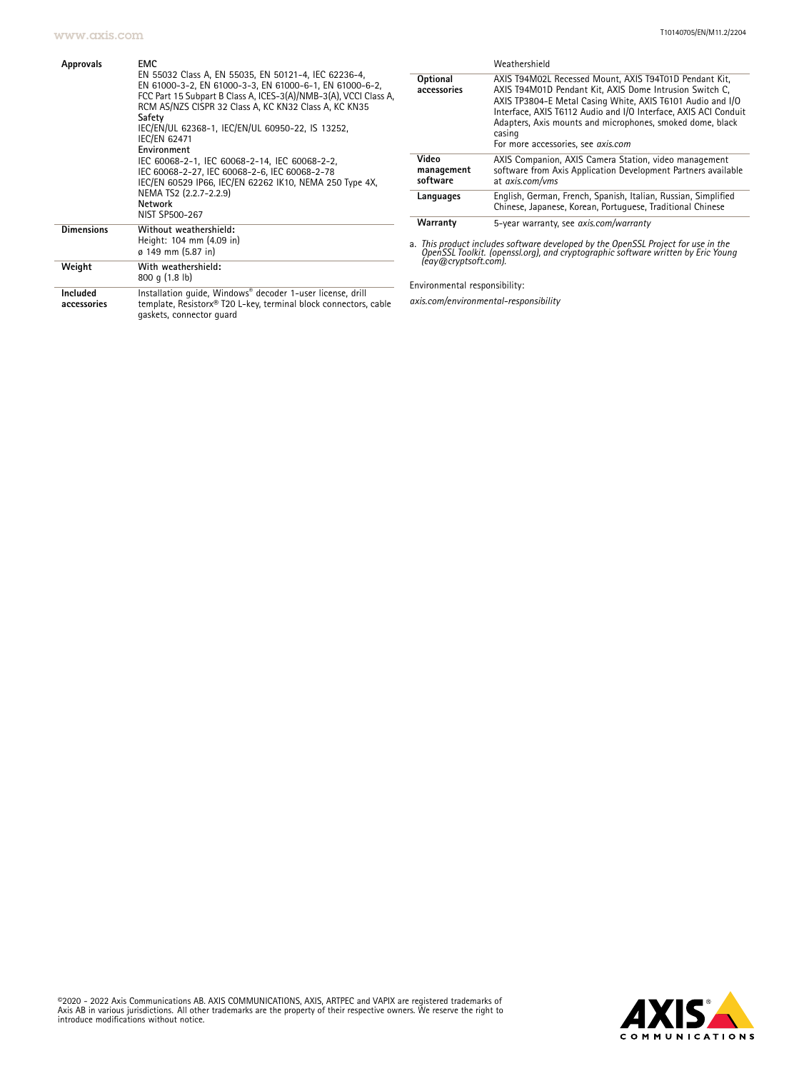| | |
|---|---|
| **Approvals** | **EMC**<br>EN 55032 Class A, EN 55035, EN 50121-4, IEC 62236-4, EN 61000-3-2, EN 61000-3-3, EN 61000-6-1, EN 61000-6-2, FCC Part 15 Subpart B Class A, ICES-3(A)/NMB-3(A), VCCI Class A, RCM AS/NZS CISPR 32 Class A, KC KN32 Class A, KC KN35<br>**Safety**<br>IEC/EN/UL 62368-1, IEC/EN/UL 60950-22, IS 13252, IEC/EN 62471<br>**Environment**<br>IEC 60068-2-1, IEC 60068-2-14, IEC 60068-2-2, IEC 60068-2-27, IEC 60068-2-6, IEC 60068-2-78 IEC/EN 60529 IP66, IEC/EN 62262 IK10, NEMA 250 Type 4X, NEMA TS2 (2.2.7-2.2.9)<br>**Network**<br>NIST SP500-267 |
| **Dimensions** | **Without weathershield:**<br>Height: 104 mm (4.09 in)<br>ø 149 mm (5.87 in) |
| **Weight** | **With weathershield:**<br>800 g (1.8 lb) |
| **Included accessories** | Installation guide, Windows® decoder 1-user license, drill template, Resistorx® T20 L-key, terminal block connectors, cable gaskets, connector guard<br>Weathershield |
| **Optional accessories** | AXIS T94M02L Recessed Mount, AXIS T94T01D Pendant Kit, AXIS T94M01D Pendant Kit, AXIS Dome Intrusion Switch C, AXIS TP3804-E Metal Casing White, AXIS T6101 Audio and I/O Interface, AXIS T6112 Audio and I/O Interface, AXIS ACI Conduit Adapters, Axis mounts and microphones, smoked dome, black casing<br>For more accessories, see *axis.com* |
| **Video management software** | AXIS Companion, AXIS Camera Station, video management software from Axis Application Development Partners available at *axis.com/vms* |
| **Languages** | English, German, French, Spanish, Italian, Russian, Simplified Chinese, Japanese, Korean, Portuguese, Traditional Chinese |
| **Warranty** | 5-year warranty, see *axis.com/warranty* |

a. *This product includes software developed by the OpenSSL Project for use in the OpenSSL Toolkit. (openssl.org), and cryptographic software written by Eric Young (eay@cryptsoft.com).*

Environmental responsibility:

*axis.com/environmental-responsibility*

©2020 - 2022 Axis Communications AB. AXIS COMMUNICATIONS, AXIS, ARTPEC and VAPIX are registered trademarks of Axis AB in various jurisdictions. All other trademarks are the property of their respective owners. We reserve the right to introduce modifications without notice.